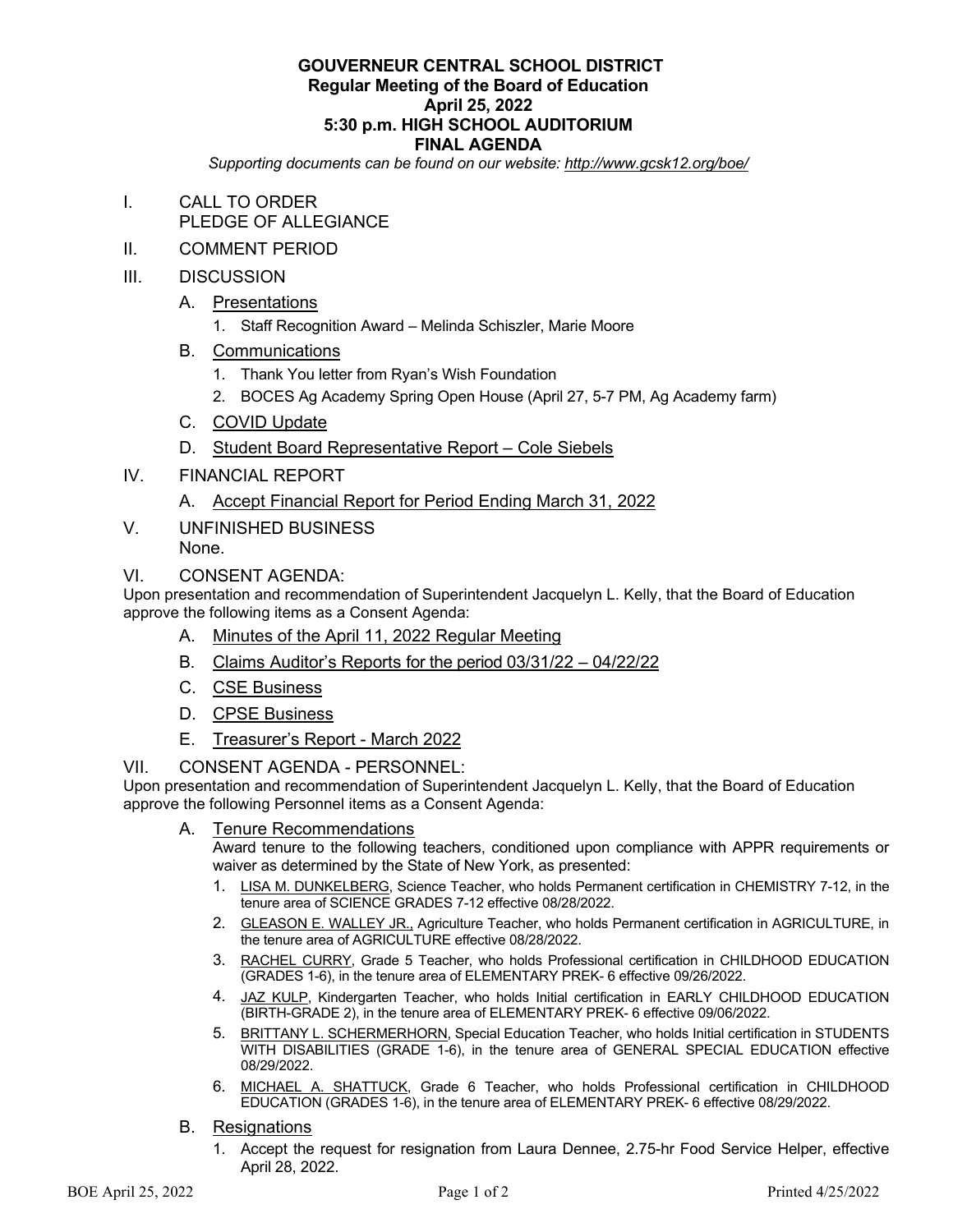**GOUVERNEUR CENTRAL SCHOOL DISTRICT**
**Regular Meeting of the Board of Education**
**April 25, 2022**
**5:30 p.m. HIGH SCHOOL AUDITORIUM**
**FINAL AGENDA**

*Supporting documents can be found on our website: http://www.gcsk12.org/boe/*

I. CALL TO ORDER
PLEDGE OF ALLEGIANCE

II. COMMENT PERIOD

III. DISCUSSION

A. Presentations
1. Staff Recognition Award – Melinda Schiszler, Marie Moore

B. Communications
1. Thank You letter from Ryan's Wish Foundation
2. BOCES Ag Academy Spring Open House (April 27, 5-7 PM, Ag Academy farm)

C. COVID Update

D. Student Board Representative Report – Cole Siebels

IV. FINANCIAL REPORT

A. Accept Financial Report for Period Ending March 31, 2022

V. UNFINISHED BUSINESS
None.

VI. CONSENT AGENDA:

Upon presentation and recommendation of Superintendent Jacquelyn L. Kelly, that the Board of Education approve the following items as a Consent Agenda:

A. Minutes of the April 11, 2022 Regular Meeting
B. Claims Auditor's Reports for the period 03/31/22 – 04/22/22
C. CSE Business
D. CPSE Business
E. Treasurer's Report - March 2022

VII. CONSENT AGENDA - PERSONNEL:

Upon presentation and recommendation of Superintendent Jacquelyn L. Kelly, that the Board of Education approve the following Personnel items as a Consent Agenda:

A. Tenure Recommendations

Award tenure to the following teachers, conditioned upon compliance with APPR requirements or waiver as determined by the State of New York, as presented:

1. LISA M. DUNKELBERG, Science Teacher, who holds Permanent certification in CHEMISTRY 7-12, in the tenure area of SCIENCE GRADES 7-12 effective 08/28/2022.
2. GLEASON E. WALLEY JR., Agriculture Teacher, who holds Permanent certification in AGRICULTURE, in the tenure area of AGRICULTURE effective 08/28/2022.
3. RACHEL CURRY, Grade 5 Teacher, who holds Professional certification in CHILDHOOD EDUCATION (GRADES 1-6), in the tenure area of ELEMENTARY PREK- 6 effective 09/26/2022.
4. JAZ KULP, Kindergarten Teacher, who holds Initial certification in EARLY CHILDHOOD EDUCATION (BIRTH-GRADE 2), in the tenure area of ELEMENTARY PREK- 6 effective 09/06/2022.
5. BRITTANY L. SCHERMERHORN, Special Education Teacher, who holds Initial certification in STUDENTS WITH DISABILITIES (GRADE 1-6), in the tenure area of GENERAL SPECIAL EDUCATION effective 08/29/2022.
6. MICHAEL A. SHATTUCK, Grade 6 Teacher, who holds Professional certification in CHILDHOOD EDUCATION (GRADES 1-6), in the tenure area of ELEMENTARY PREK- 6 effective 08/29/2022.

B. Resignations

1. Accept the request for resignation from Laura Dennee, 2.75-hr Food Service Helper, effective April 28, 2022.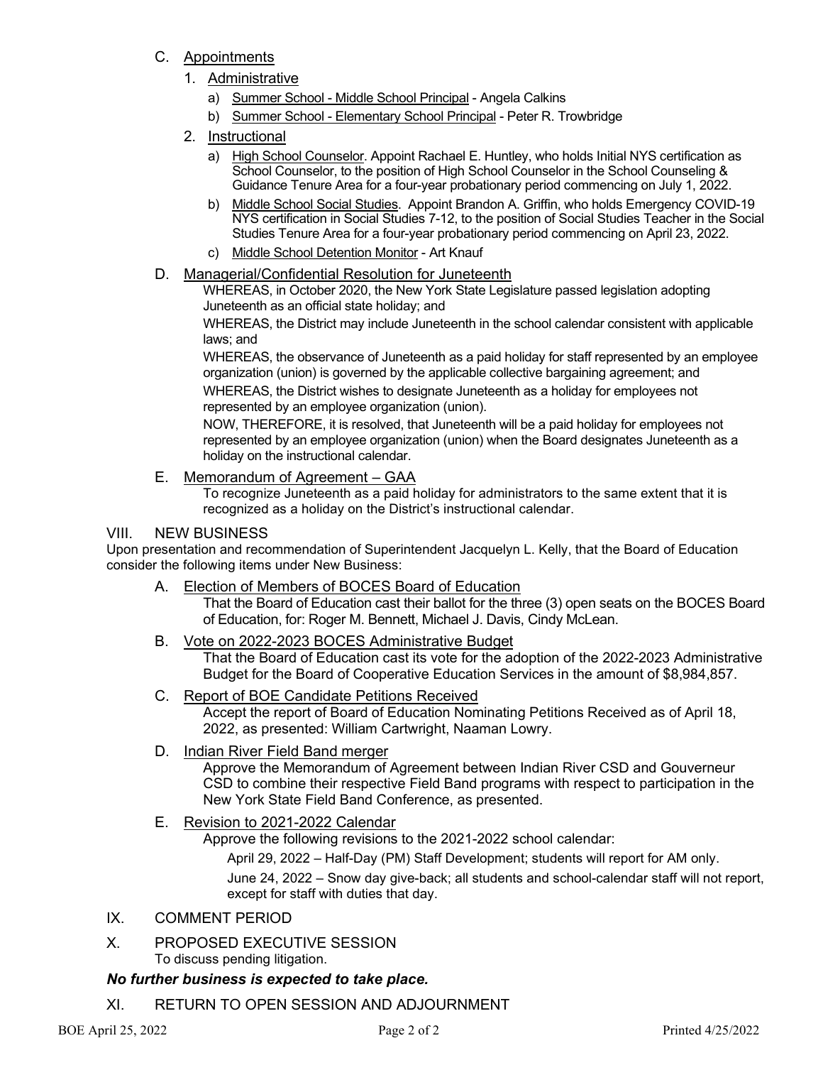C. Appointments

1. Administrative
   a) Summer School - Middle School Principal - Angela Calkins
   b) Summer School - Elementary School Principal - Peter R. Trowbridge

2. Instructional
   a) High School Counselor. Appoint Rachael E. Huntley, who holds Initial NYS certification as School Counselor, to the position of High School Counselor in the School Counseling & Guidance Tenure Area for a four-year probationary period commencing on July 1, 2022.
   b) Middle School Social Studies. Appoint Brandon A. Griffin, who holds Emergency COVID-19 NYS certification in Social Studies 7-12, to the position of Social Studies Teacher in the Social Studies Tenure Area for a four-year probationary period commencing on April 23, 2022.
   c) Middle School Detention Monitor - Art Knauf

D. Managerial/Confidential Resolution for Juneteenth

WHEREAS, in October 2020, the New York State Legislature passed legislation adopting Juneteenth as an official state holiday; and

WHEREAS, the District may include Juneteenth in the school calendar consistent with applicable laws; and

WHEREAS, the observance of Juneteenth as a paid holiday for staff represented by an employee organization (union) is governed by the applicable collective bargaining agreement; and

WHEREAS, the District wishes to designate Juneteenth as a holiday for employees not represented by an employee organization (union).

NOW, THEREFORE, it is resolved, that Juneteenth will be a paid holiday for employees not represented by an employee organization (union) when the Board designates Juneteenth as a holiday on the instructional calendar.

E. Memorandum of Agreement – GAA

To recognize Juneteenth as a paid holiday for administrators to the same extent that it is recognized as a holiday on the District's instructional calendar.

## VIII. NEW BUSINESS

Upon presentation and recommendation of Superintendent Jacquelyn L. Kelly, that the Board of Education consider the following items under New Business:

A. Election of Members of BOCES Board of Education

That the Board of Education cast their ballot for the three (3) open seats on the BOCES Board of Education, for: Roger M. Bennett, Michael J. Davis, Cindy McLean.

B. Vote on 2022-2023 BOCES Administrative Budget

That the Board of Education cast its vote for the adoption of the 2022-2023 Administrative Budget for the Board of Cooperative Education Services in the amount of $8,984,857.

C. Report of BOE Candidate Petitions Received

Accept the report of Board of Education Nominating Petitions Received as of April 18, 2022, as presented: William Cartwright, Naaman Lowry.

D. Indian River Field Band merger

Approve the Memorandum of Agreement between Indian River CSD and Gouverneur CSD to combine their respective Field Band programs with respect to participation in the New York State Field Band Conference, as presented.

E. Revision to 2021-2022 Calendar

Approve the following revisions to the 2021-2022 school calendar:

April 29, 2022 – Half-Day (PM) Staff Development; students will report for AM only.

June 24, 2022 – Snow day give-back; all students and school-calendar staff will not report, except for staff with duties that day.

## IX. COMMENT PERIOD

## X. PROPOSED EXECUTIVE SESSION

To discuss pending litigation.

***No further business is expected to take place.***

## XI. RETURN TO OPEN SESSION AND ADJOURNMENT